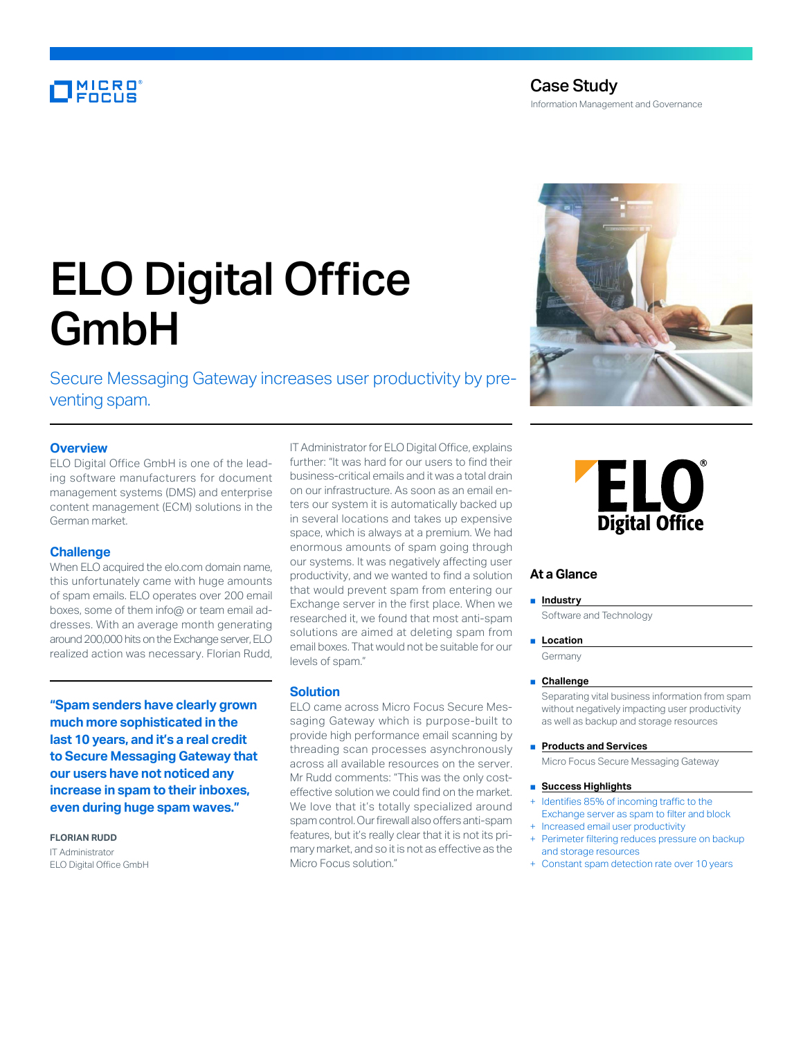Case Study

Information Management and Governance

# ELO Digital Office GmbH

Secure Messaging Gateway increases user productivity by preventing spam.

## Overview

ELO Digital Office GmbH is one of the leading software manufacturers for document management systems (DMS) and enterprise content management (ECM) solutions in the German market.

## Challenge

When ELO acquired the elo.com domain name, this unfortunately came with huge amounts of spam emails. ELO operates over 200 email boxes, some of them info@ or team email addresses. With an average month generating around 200,000 hits on the Exchange server, ELO realized action was necessary. Florian Rudd, IT Administrator for ELO Digital Office, explains further: "It was hard for our users to find their business-critical emails and it was a total drain on our infrastructure. As soon as an email enters our system it is automatically backed up in several locations and takes up expensive space, which is always at a premium. We had enormous amounts of spam going through our systems. It was negatively affecting user productivity, and we wanted to find a solution that would prevent spam from entering our Exchange server in the first place. When we researched it, we found that most anti-spam solutions are aimed at deleting spam from email boxes. That would not be suitable for our levels of spam."

**"Spam senders have clearly grown much more sophisticated in the last 10 years, and it's a real credit to Secure Messaging Gateway that our users have not noticed any increase in spam to their inboxes, even during huge spam waves."**

**FLORIAN RUDD**
IT Administrator
ELO Digital Office GmbH

## Solution

ELO came across Micro Focus Secure Messaging Gateway which is purpose-built to provide high performance email scanning by threading scan processes asynchronously across all available resources on the server. Mr Rudd comments: "This was the only cost-effective solution we could find on the market. We love that it's totally specialized around spam control. Our firewall also offers anti-spam features, but it's really clear that it is not its primary market, and so it is not as effective as the Micro Focus solution."

### At a Glance

- **Industry**
  Software and Technology
- **Location**
  Germany
- **Challenge**
  Separating vital business information from spam without negatively impacting user productivity as well as backup and storage resources
- **Products and Services**
  Micro Focus Secure Messaging Gateway
- **Success Highlights**
  + Identifies 85% of incoming traffic to the Exchange server as spam to filter and block
  + Increased email user productivity
  + Perimeter filtering reduces pressure on backup and storage resources
  + Constant spam detection rate over 10 years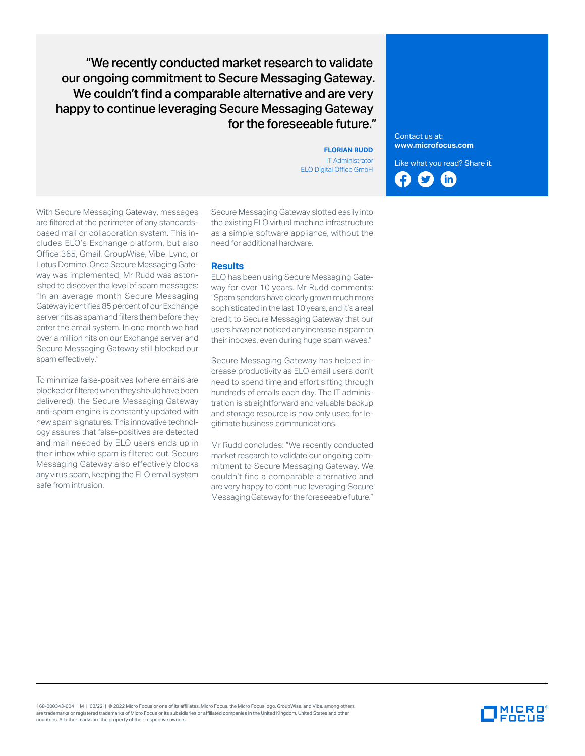> "We recently conducted market research to validate our ongoing commitment to Secure Messaging Gateway. We couldn't find a comparable alternative and are very happy to continue leveraging Secure Messaging Gateway for the foreseeable future."
>
> **FLORIAN RUDD**
> IT Administrator
> ELO Digital Office GmbH

Contact us at:
**www.microfocus.com**

Like what you read? Share it.

With Secure Messaging Gateway, messages are filtered at the perimeter of any standards-based mail or collaboration system. This includes ELO's Exchange platform, but also Office 365, Gmail, GroupWise, Vibe, Lync, or Lotus Domino. Once Secure Messaging Gateway was implemented, Mr Rudd was astonished to discover the level of spam messages: "In an average month Secure Messaging Gateway identifies 85 percent of our Exchange server hits as spam and filters them before they enter the email system. In one month we had over a million hits on our Exchange server and Secure Messaging Gateway still blocked our spam effectively."

To minimize false-positives (where emails are blocked or filtered when they should have been delivered), the Secure Messaging Gateway anti-spam engine is constantly updated with new spam signatures. This innovative technology assures that false-positives are detected and mail needed by ELO users ends up in their inbox while spam is filtered out. Secure Messaging Gateway also effectively blocks any virus spam, keeping the ELO email system safe from intrusion.

Secure Messaging Gateway slotted easily into the existing ELO virtual machine infrastructure as a simple software appliance, without the need for additional hardware.

## Results

ELO has been using Secure Messaging Gateway for over 10 years. Mr Rudd comments: "Spam senders have clearly grown much more sophisticated in the last 10 years, and it's a real credit to Secure Messaging Gateway that our users have not noticed any increase in spam to their inboxes, even during huge spam waves."

Secure Messaging Gateway has helped increase productivity as ELO email users don't need to spend time and effort sifting through hundreds of emails each day. The IT administration is straightforward and valuable backup and storage resource is now only used for legitimate business communications.

Mr Rudd concludes: "We recently conducted market research to validate our ongoing commitment to Secure Messaging Gateway. We couldn't find a comparable alternative and are very happy to continue leveraging Secure Messaging Gateway for the foreseeable future."

168-000343-004 | M | 02/22 | © 2022 Micro Focus or one of its affiliates. Micro Focus, the Micro Focus logo, GroupWise, and Vibe, among others, are trademarks or registered trademarks of Micro Focus or its subsidiaries or affiliated companies in the United Kingdom, United States and other countries. All other marks are the property of their respective owners.